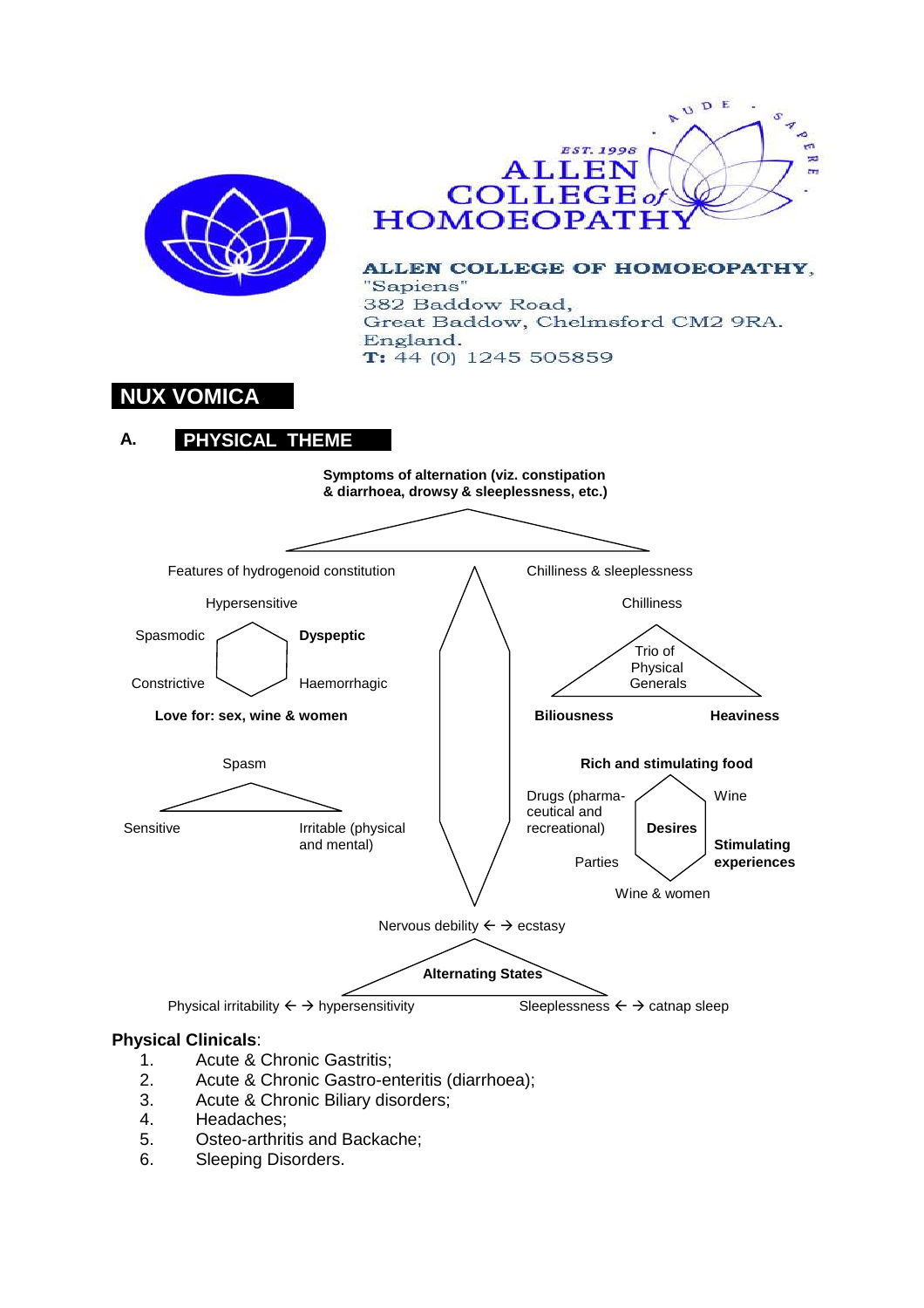ALLEN COLLEGE OF HOMOEOPATHY, EST. 1998

**ALLEN COLLEGE OF HOMOEOPATHY,**
"Sapiens"
382 Baddow Road,
Great Baddow, Chelmsford CM2 9RA.
England.
**T:** 44 (0) 1245 505859

# NUX VOMICA

## A. PHYSICAL THEME

**Symptoms of alternation (viz. constipation & diarrhoea, drowsy & sleeplessness, etc.)**

Features of hydrogenoid constitution

Hypersensitive

Spasmodic

**Dyspeptic**

Constrictive

Haemorrhagic

**Love for: sex, wine & women**

Spasm

Sensitive

Irritable (physical and mental)

Chilliness & sleeplessness

Chilliness

Trio of Physical Generals

**Biliousness**

**Heaviness**

**Rich and stimulating food**

Drugs (pharma-ceutical and recreational)

Wine

**Desires**

Parties

**Stimulating experiences**

Wine & women

Nervous debility ← → ecstasy

**Alternating States**

Physical irritability ← → hypersensitivity

Sleeplessness ← → catnap sleep

**Physical Clinicals**:

1. Acute & Chronic Gastritis;
2. Acute & Chronic Gastro-enteritis (diarrhoea);
3. Acute & Chronic Biliary disorders;
4. Headaches;
5. Osteo-arthritis and Backache;
6. Sleeping Disorders.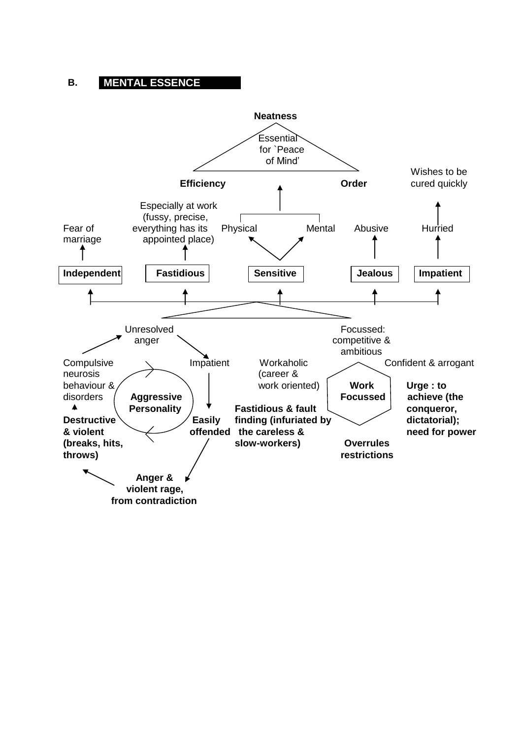## B. MENTAL ESSENCE

**Neatness**

Essential for `Peace of Mind'

**Efficiency** **Order**

Wishes to be cured quickly

Especially at work (fussy, precise, everything has its appointed place)

Fear of marriage

Physical Mental

Abusive

Hurried

**Independent** **Fastidious** **Sensitive** **Jealous** **Impatient**

Unresolved anger

Impatient

Compulsive neurosis behaviour & disorders

**Aggressive Personality**

**Destructive & violent (breaks, hits, throws)**

**Easily offended**

**Anger & violent rage, from contradiction**

Workaholic (career & work oriented)

**Fastidious & fault finding (infuriated by the careless & slow-workers)**

Focussed: competitive & ambitious

**Work Focussed**

Confident & arrogant

**Urge : to achieve (the conqueror, dictatorial); need for power**

**Overrules restrictions**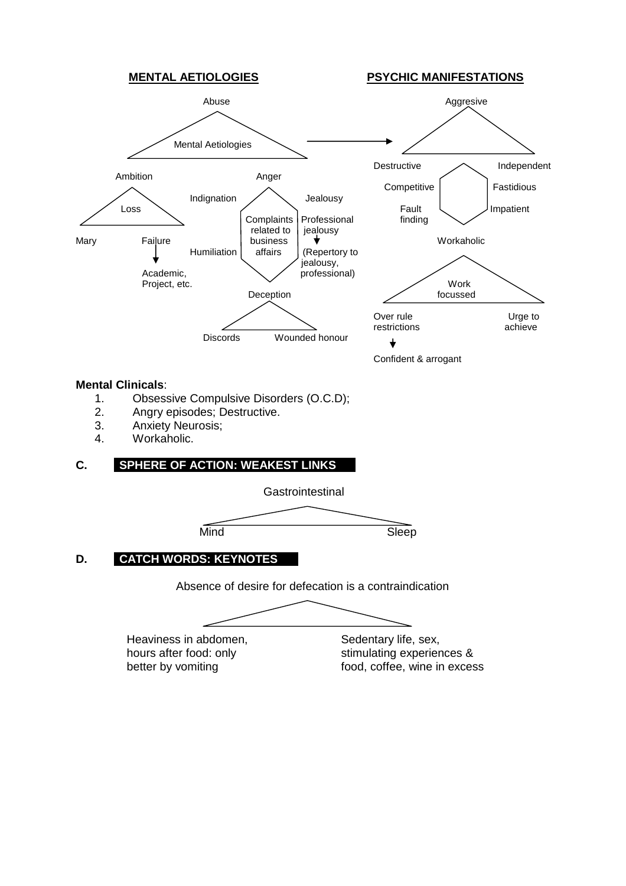**MENTAL AETIOLOGIES**

Abuse

Mental Aetiologies

Ambition — Loss — Mary — Failure → Academic, Project, etc.

Anger — Indignation — Jealousy — Humiliation — Complaints related to business affairs — Professional jealousy → (Repertory to jealousy, professional)

Deception — Discords — Wounded honour

**PSYCHIC MANIFESTATIONS**

Aggresive

Destructive — Independent — Competitive — Fastidious — Fault finding — Impatient

Workaholic

Work focussed — Over rule restrictions → Confident & arrogant — Urge to achieve

**Mental Clinicals**:

1. Obsessive Compulsive Disorders (O.C.D);
2. Angry episodes; Destructive.
3. Anxiety Neurosis;
4. Workaholic.

## C. SPHERE OF ACTION: WEAKEST LINKS

Gastrointestinal

Mind — Sleep

## D. CATCH WORDS: KEYNOTES

Absence of desire for defecation is a contraindication

Heaviness in abdomen, hours after food: only better by vomiting

Sedentary life, sex, stimulating experiences & food, coffee, wine in excess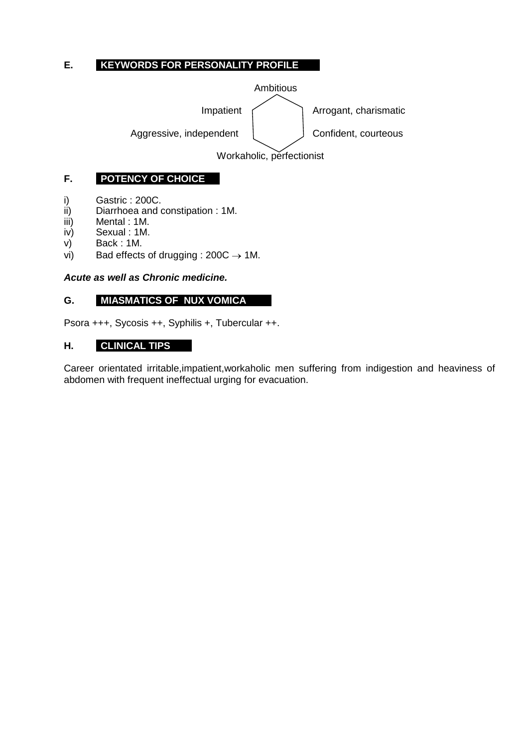## E. KEYWORDS FOR PERSONALITY PROFILE

Ambitious

Impatient

Arrogant, charismatic

Aggressive, independent

Confident, courteous

Workaholic, perfectionist

## F. POTENCY OF CHOICE

i) Gastric : 200C.
ii) Diarrhoea and constipation : 1M.
iii) Mental : 1M.
iv) Sexual : 1M.
v) Back : 1M.
vi) Bad effects of drugging : 200C → 1M.

***Acute as well as Chronic medicine.***

## G. MIASMATICS OF NUX VOMICA

Psora +++, Sycosis ++, Syphilis +, Tubercular ++.

## H. CLINICAL TIPS

Career orientated irritable,impatient,workaholic men suffering from indigestion and heaviness of abdomen with frequent ineffectual urging for evacuation.